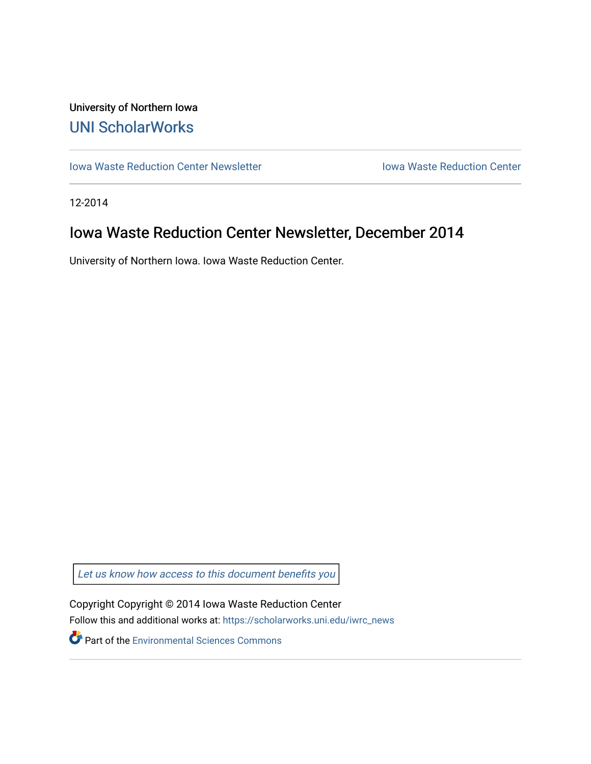University of Northern Iowa

UNI ScholarWorks

Iowa Waste Reduction Center Newsletter | Iowa Waste Reduction Center

12-2014

# Iowa Waste Reduction Center Newsletter, December 2014

University of Northern Iowa. Iowa Waste Reduction Center.

*Let us know how access to this document benefits you*

Copyright Copyright © 2014 Iowa Waste Reduction Center

Follow this and additional works at: https://scholarworks.uni.edu/iwrc_news

Part of the Environmental Sciences Commons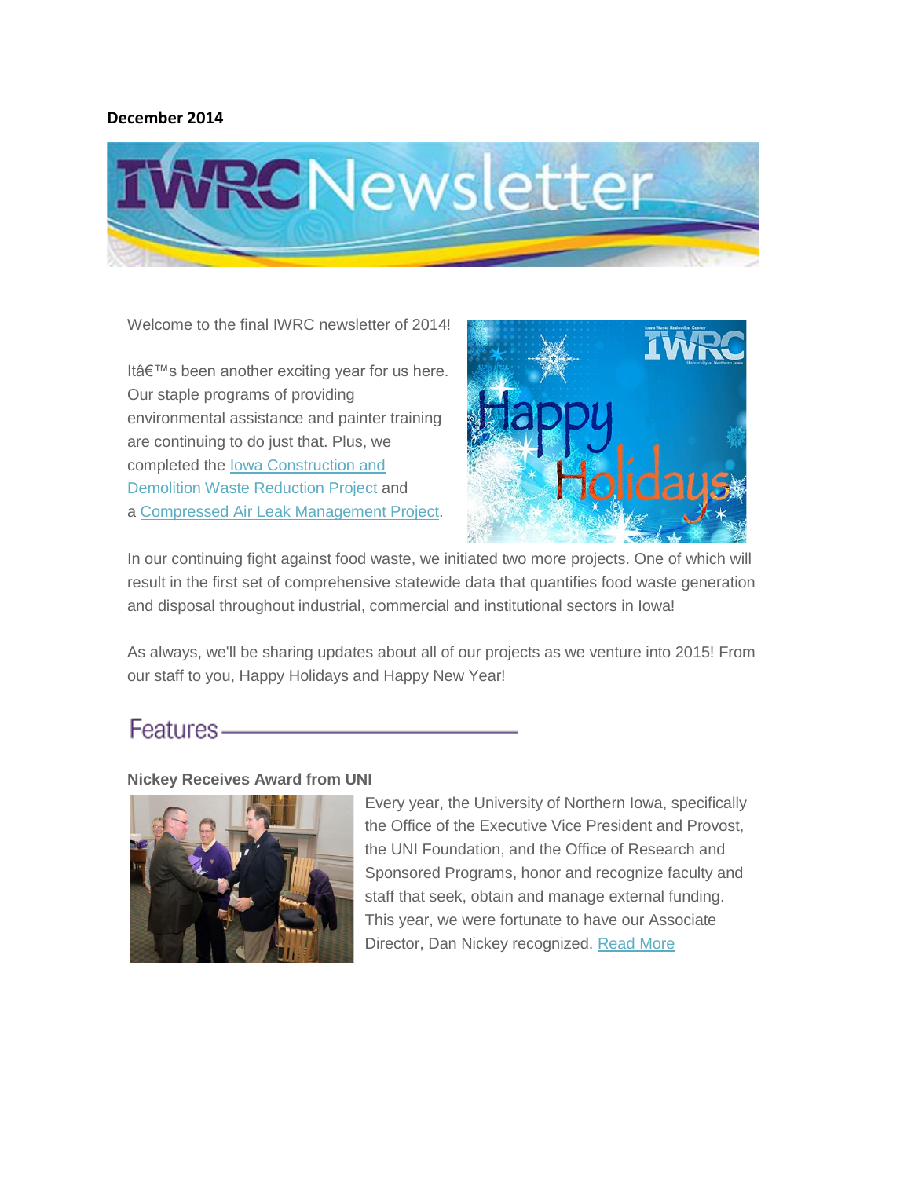**December 2014**

# IWRC Newsletter

Welcome to the final IWRC newsletter of 2014!

Itâ€™s been another exciting year for us here. Our staple programs of providing environmental assistance and painter training are continuing to do just that. Plus, we completed the Iowa Construction and Demolition Waste Reduction Project and a Compressed Air Leak Management Project.

In our continuing fight against food waste, we initiated two more projects. One of which will result in the first set of comprehensive statewide data that quantifies food waste generation and disposal throughout industrial, commercial and institutional sectors in Iowa!

As always, we'll be sharing updates about all of our projects as we venture into 2015! From our staff to you, Happy Holidays and Happy New Year!

## Features

**Nickey Receives Award from UNI**

Every year, the University of Northern Iowa, specifically the Office of the Executive Vice President and Provost, the UNI Foundation, and the Office of Research and Sponsored Programs, honor and recognize faculty and staff that seek, obtain and manage external funding. This year, we were fortunate to have our Associate Director, Dan Nickey recognized. Read More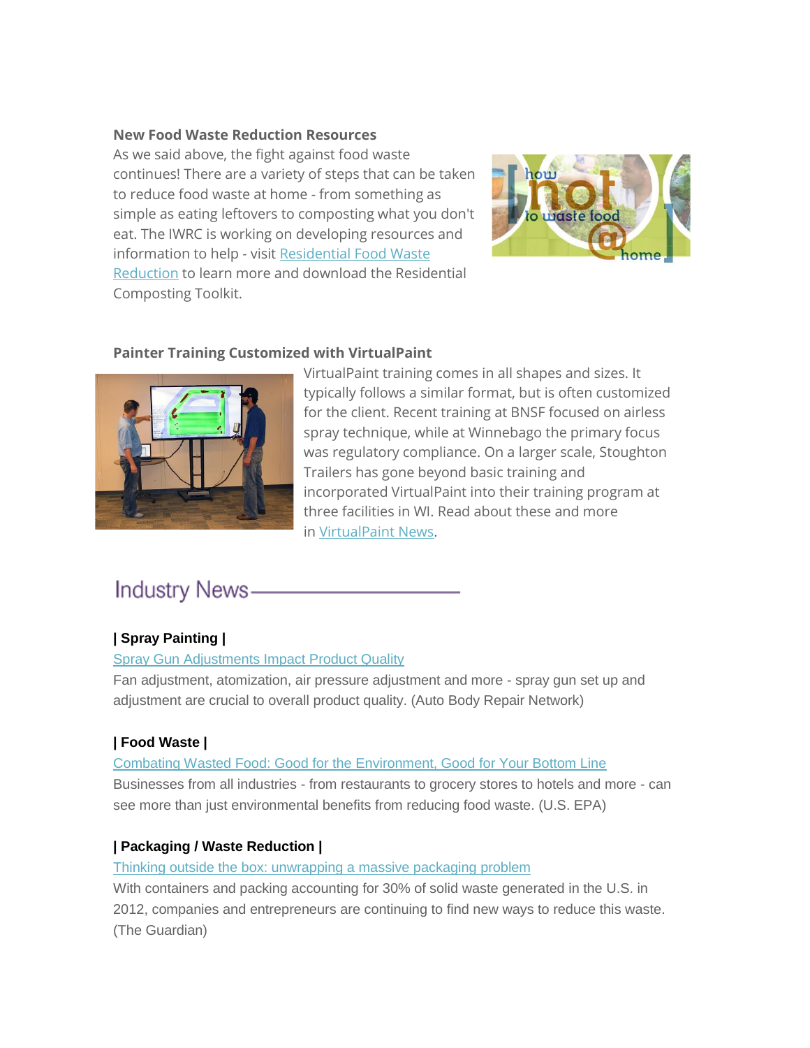### New Food Waste Reduction Resources

As we said above, the fight against food waste continues! There are a variety of steps that can be taken to reduce food waste at home - from something as simple as eating leftovers to composting what you don't eat. The IWRC is working on developing resources and information to help - visit Residential Food Waste Reduction to learn more and download the Residential Composting Toolkit.

### Painter Training Customized with VirtualPaint

VirtualPaint training comes in all shapes and sizes. It typically follows a similar format, but is often customized for the client. Recent training at BNSF focused on airless spray technique, while at Winnebago the primary focus was regulatory compliance. On a larger scale, Stoughton Trailers has gone beyond basic training and incorporated VirtualPaint into their training program at three facilities in WI. Read about these and more in VirtualPaint News.

## Industry News

**| Spray Painting |**

Spray Gun Adjustments Impact Product Quality

Fan adjustment, atomization, air pressure adjustment and more - spray gun set up and adjustment are crucial to overall product quality. (Auto Body Repair Network)

**| Food Waste |**

Combating Wasted Food: Good for the Environment, Good for Your Bottom Line

Businesses from all industries - from restaurants to grocery stores to hotels and more - can see more than just environmental benefits from reducing food waste. (U.S. EPA)

**| Packaging / Waste Reduction |**

Thinking outside the box: unwrapping a massive packaging problem

With containers and packing accounting for 30% of solid waste generated in the U.S. in 2012, companies and entrepreneurs are continuing to find new ways to reduce this waste. (The Guardian)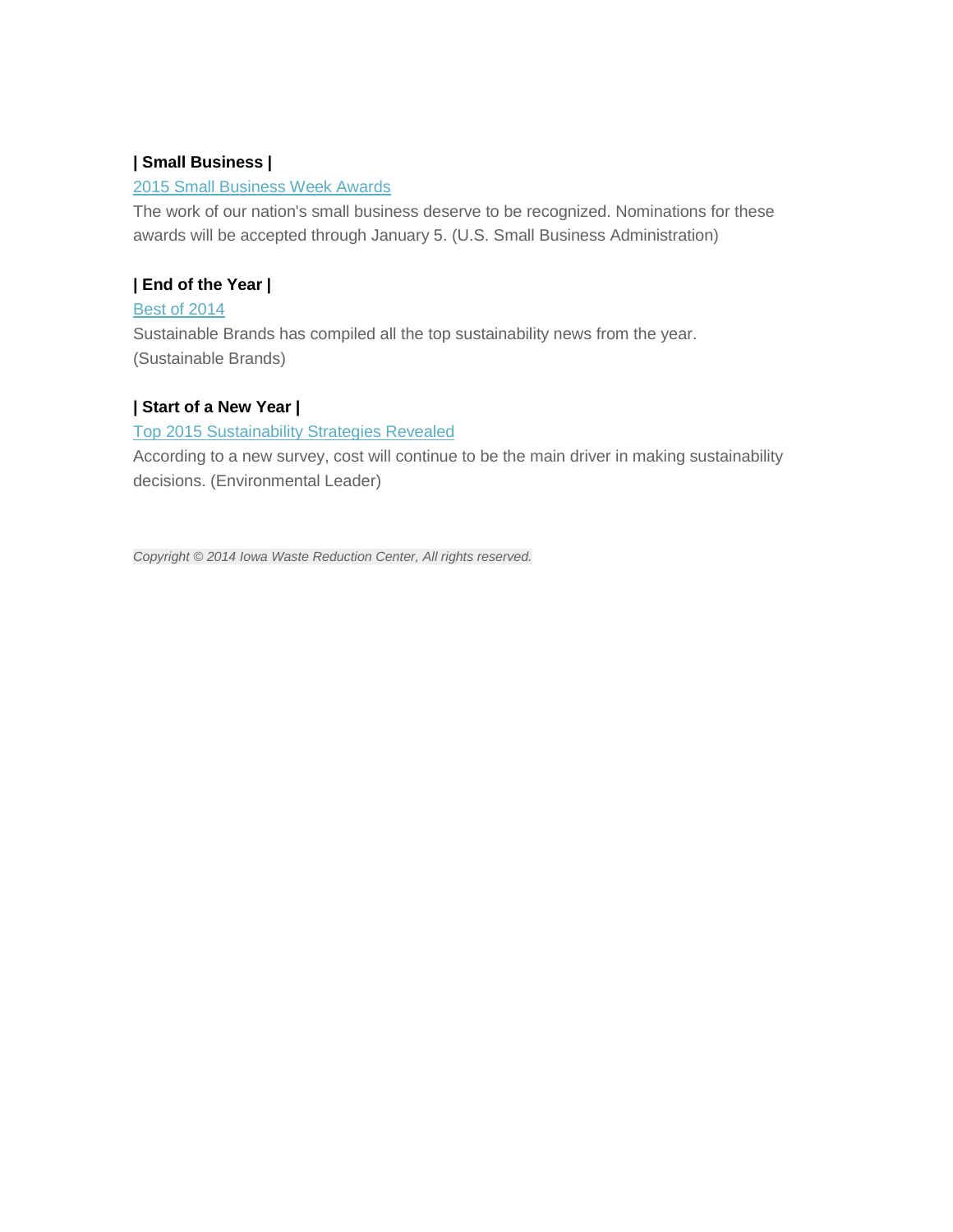**| Small Business |**

2015 Small Business Week Awards

The work of our nation's small business deserve to be recognized. Nominations for these awards will be accepted through January 5. (U.S. Small Business Administration)

**| End of the Year |**

Best of 2014

Sustainable Brands has compiled all the top sustainability news from the year. (Sustainable Brands)

**| Start of a New Year |**

Top 2015 Sustainability Strategies Revealed

According to a new survey, cost will continue to be the main driver in making sustainability decisions. (Environmental Leader)

*Copyright © 2014 Iowa Waste Reduction Center, All rights reserved.*